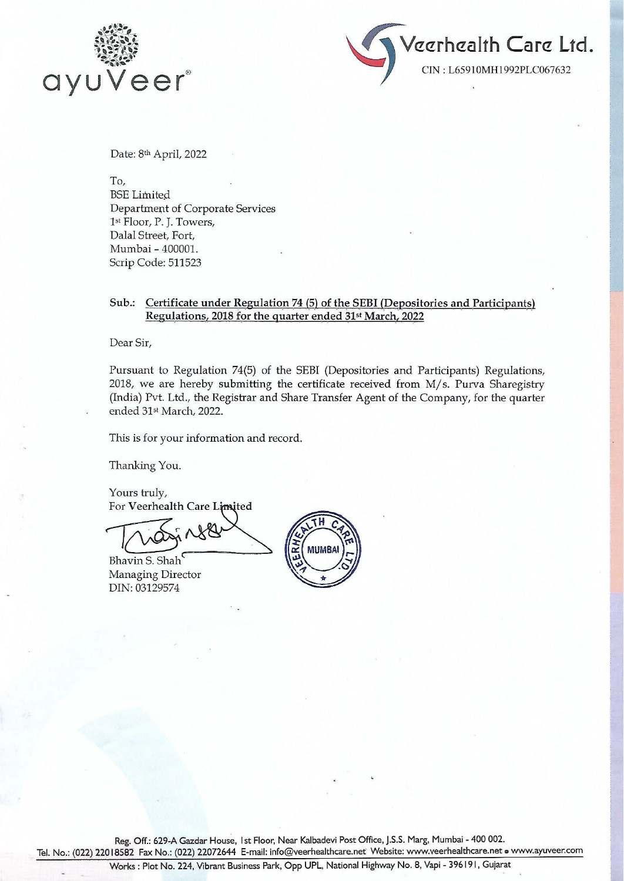ayuVeer®

# Veerhealth Care Ltd.

CIN : L65910MH1992PLC067632

Date: 8th April, 2022

To,
BSE Limited
Department of Corporate Services
1st Floor, P. J. Towers,
Dalal Street, Fort,
Mumbai - 400001.
Scrip Code: 511523

**Sub.: Certificate under Regulation 74 (5) of the SEBI (Depositories and Participants) Regulations, 2018 for the quarter ended 31st March, 2022**

Dear Sir,

Pursuant to Regulation 74(5) of the SEBI (Depositories and Participants) Regulations, 2018, we are hereby submitting the certificate received from M/s. Purva Sharegistry (India) Pvt. Ltd., the Registrar and Share Transfer Agent of the Company, for the quarter ended 31st March, 2022.

This is for your information and record.

Thanking You.

Yours truly,
For **Veerhealth Care Limited**

Bhavin S. Shah
Managing Director
DIN: 03129574

Reg. Off.: 629-A Gazdar House, 1st Floor, Near Kalbadevi Post Office, J.S.S. Marg, Mumbai - 400 002.
Tel. No.: (022) 22018582 Fax No.: (022) 22072644 E-mail: info@veerhealthcare.net Website: www.veerhealthcare.net • www.ayuveer.com
Works : Plot No. 224, Vibrant Business Park, Opp UPL, National Highway No. 8, Vapi - 396191, Gujarat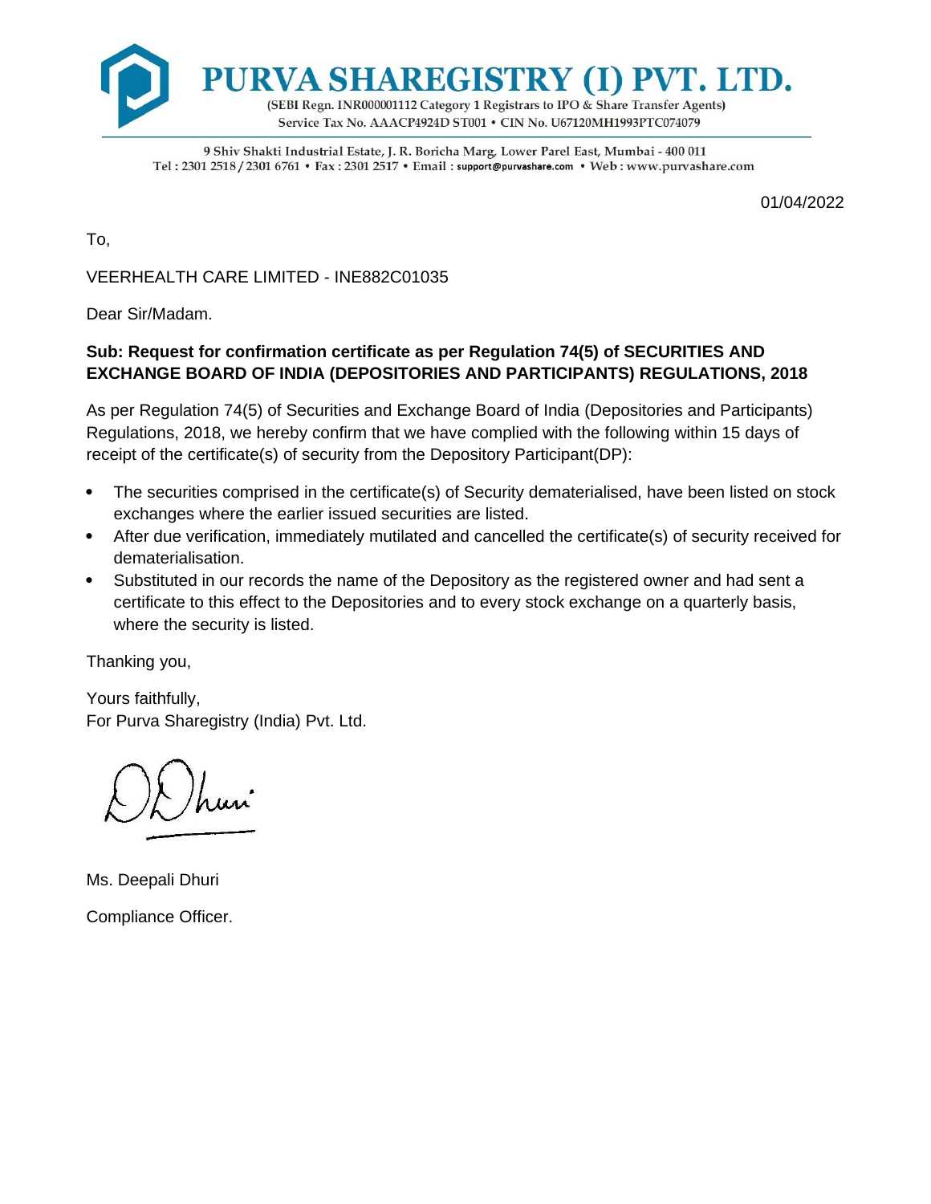# PURVA SHAREGISTRY (I) PVT. LTD.

(SEBI Regn. INR000001112 Category 1 Registrars to IPO & Share Transfer Agents)
Service Tax No. AAACP4924D ST001 • CIN No. U67120MH1993PTC074079

9 Shiv Shakti Industrial Estate, J. R. Boricha Marg, Lower Parel East, Mumbai - 400 011
Tel : 2301 2518 / 2301 6761 • Fax : 2301 2517 • Email : support@purvashare.com • Web : www.purvashare.com

01/04/2022

To,

VEERHEALTH CARE LIMITED - INE882C01035

Dear Sir/Madam.

**Sub: Request for confirmation certificate as per Regulation 74(5) of SECURITIES AND EXCHANGE BOARD OF INDIA (DEPOSITORIES AND PARTICIPANTS) REGULATIONS, 2018**

As per Regulation 74(5) of Securities and Exchange Board of India (Depositories and Participants) Regulations, 2018, we hereby confirm that we have complied with the following within 15 days of receipt of the certificate(s) of security from the Depository Participant(DP):

- The securities comprised in the certificate(s) of Security dematerialised, have been listed on stock exchanges where the earlier issued securities are listed.
- After due verification, immediately mutilated and cancelled the certificate(s) of security received for dematerialisation.
- Substituted in our records the name of the Depository as the registered owner and had sent a certificate to this effect to the Depositories and to every stock exchange on a quarterly basis, where the security is listed.

Thanking you,

Yours faithfully,
For Purva Sharegistry (India) Pvt. Ltd.

Ms. Deepali Dhuri

Compliance Officer.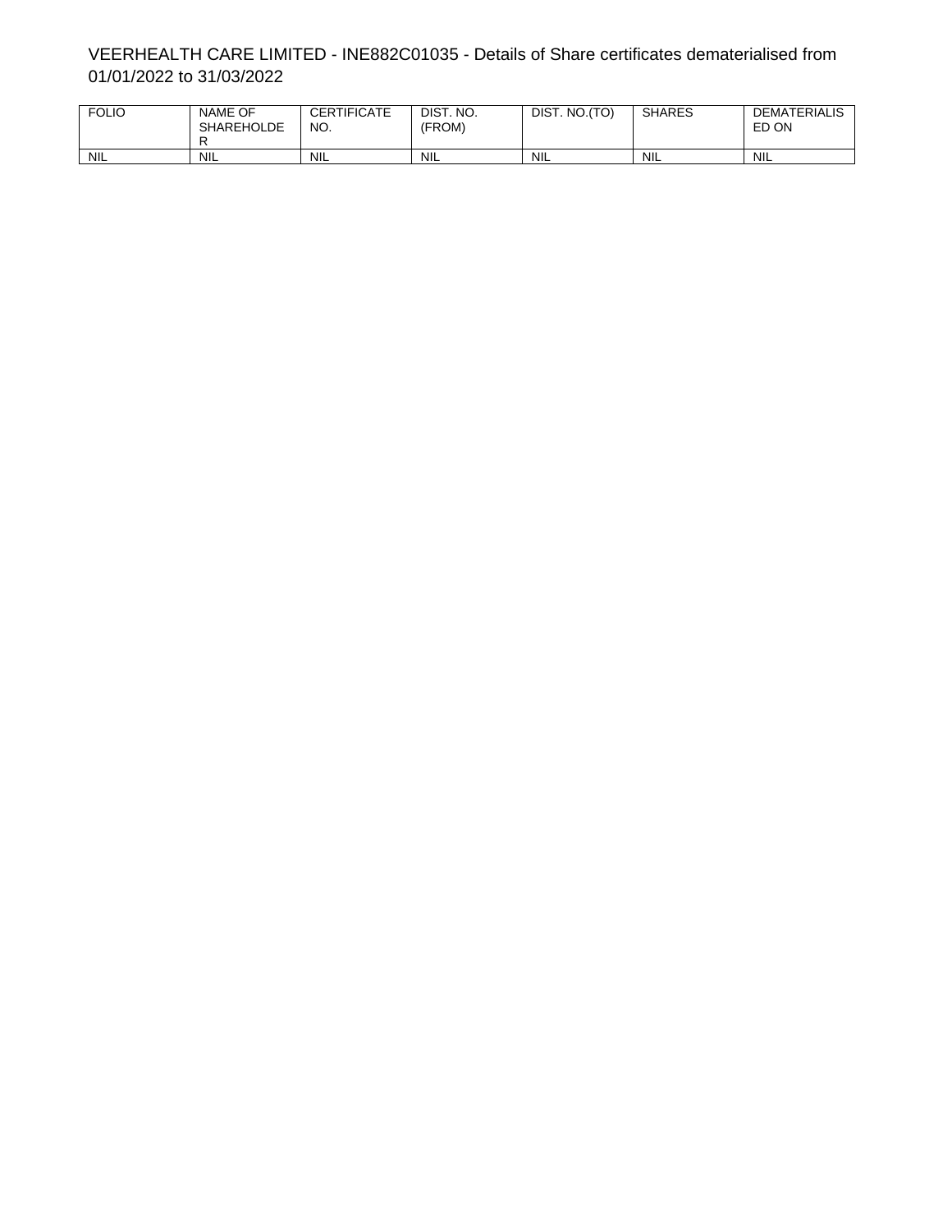VEERHEALTH CARE LIMITED - INE882C01035 - Details of Share certificates dematerialised from 01/01/2022 to 31/03/2022

| FOLIO | NAME OF SHAREHOLDER | CERTIFICATE NO. | DIST. NO. (FROM) | DIST. NO.(TO) | SHARES | DEMATERIALISED ON |
|---|---|---|---|---|---|---|
| NIL | NIL | NIL | NIL | NIL | NIL | NIL |